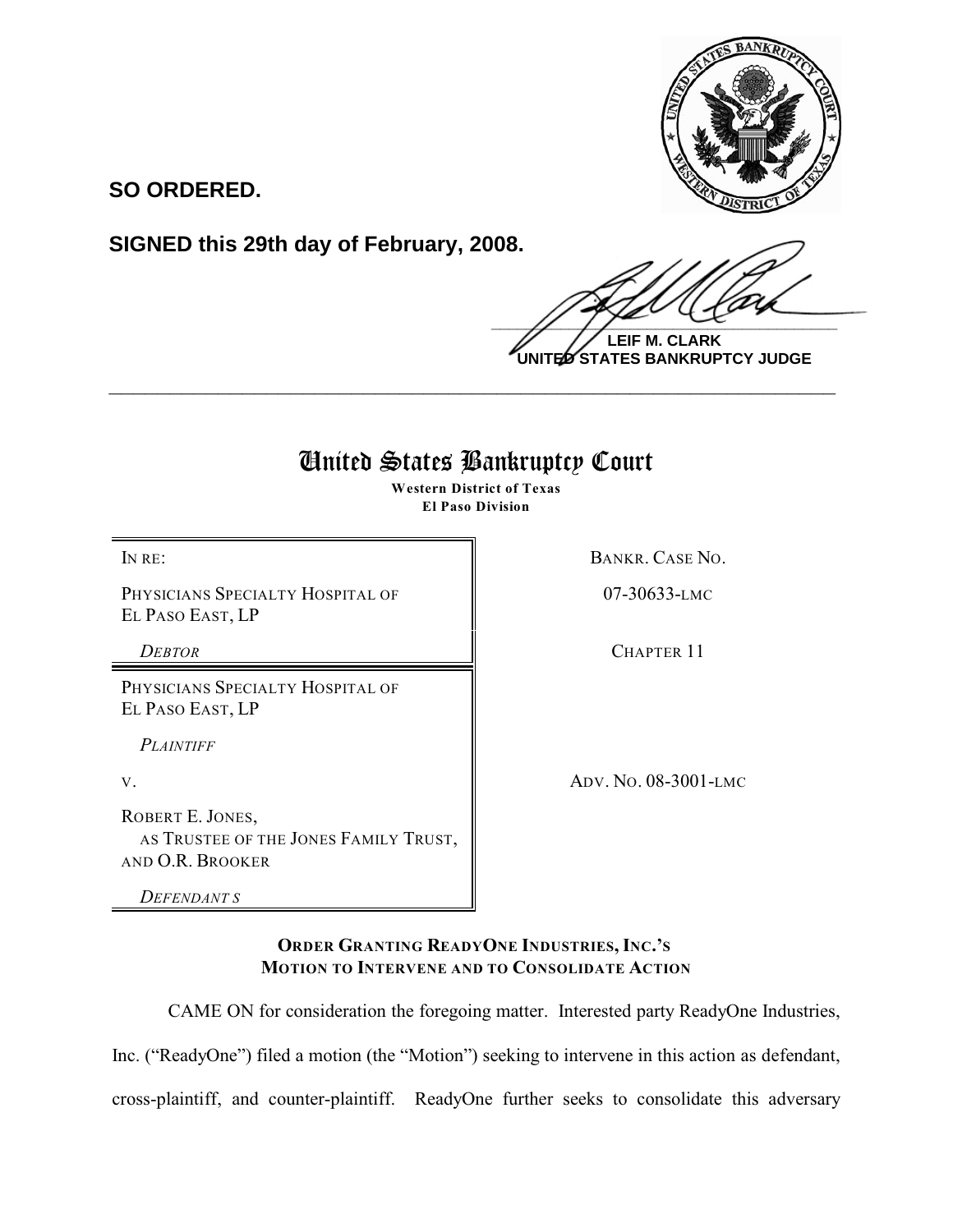**SO ORDERED.**

**SIGNED this 29th day of February, 2008.**

**LEIF M. CLARK**
**UNITED STATES BANKRUPTCY JUDGE**

---

# United States Bankruptcy Court

**Western District of Texas**
**El Paso Division**

| | |
|---|---|
| IN RE: | BANKR. CASE NO. |
| PHYSICIANS SPECIALTY HOSPITAL OF EL PASO EAST, LP | 07-30633-LMC |
| *DEBTOR* | CHAPTER 11 |
| PHYSICIANS SPECIALTY HOSPITAL OF EL PASO EAST, LP | |
| *PLAINTIFF* | |
| V. | ADV. NO. 08-3001-LMC |
| ROBERT E. JONES, AS TRUSTEE OF THE JONES FAMILY TRUST, AND O.R. BROOKER | |
| *DEFENDANTS* | |

**ORDER GRANTING READYONE INDUSTRIES, INC.'S MOTION TO INTERVENE AND TO CONSOLIDATE ACTION**

CAME ON for consideration the foregoing matter. Interested party ReadyOne Industries, Inc. ("ReadyOne") filed a motion (the "Motion") seeking to intervene in this action as defendant, cross-plaintiff, and counter-plaintiff. ReadyOne further seeks to consolidate this adversary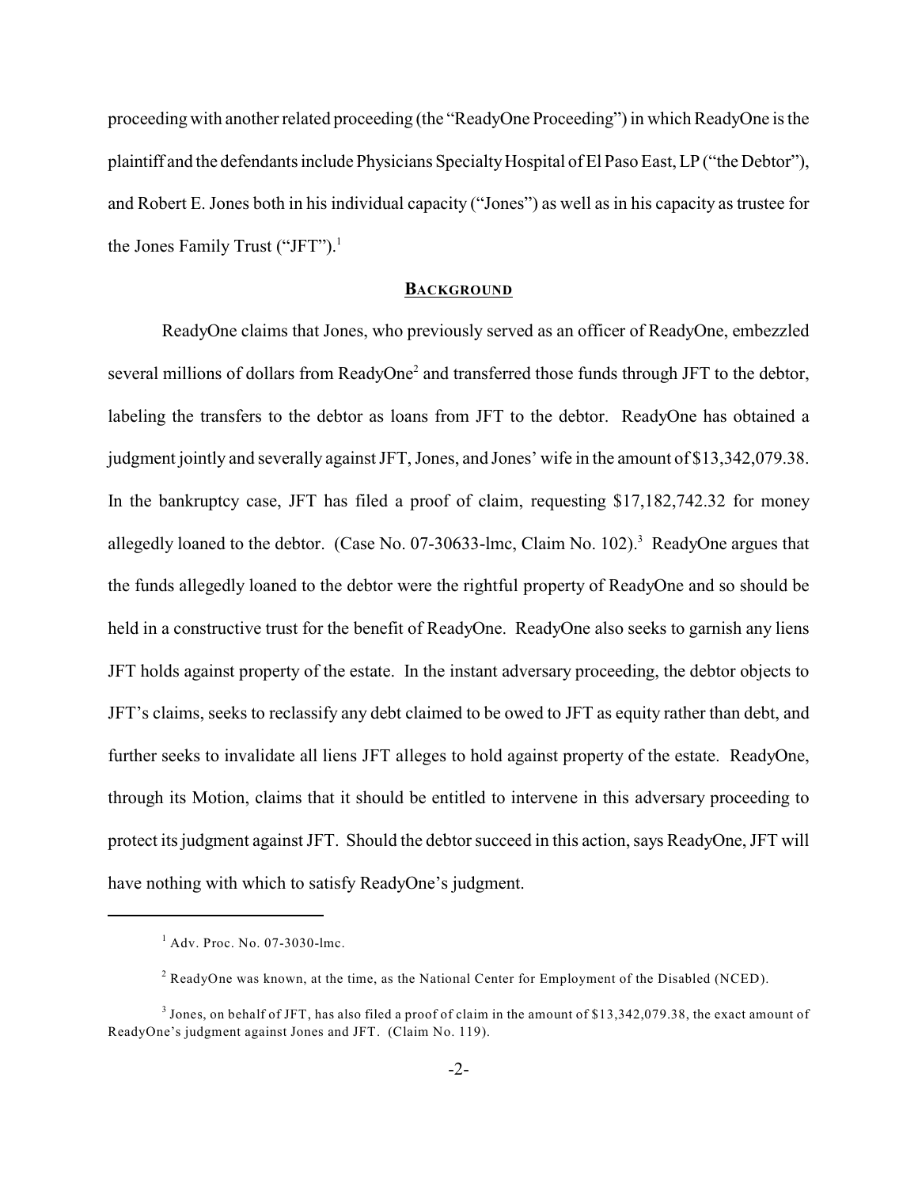proceeding with another related proceeding (the "ReadyOne Proceeding") in which ReadyOne is the plaintiff and the defendants include Physicians Specialty Hospital of El Paso East, LP ("the Debtor"), and Robert E. Jones both in his individual capacity ("Jones") as well as in his capacity as trustee for the Jones Family Trust ("JFT").[1]

## BACKGROUND

ReadyOne claims that Jones, who previously served as an officer of ReadyOne, embezzled several millions of dollars from ReadyOne[2] and transferred those funds through JFT to the debtor, labeling the transfers to the debtor as loans from JFT to the debtor. ReadyOne has obtained a judgment jointly and severally against JFT, Jones, and Jones' wife in the amount of $13,342,079.38. In the bankruptcy case, JFT has filed a proof of claim, requesting $17,182,742.32 for money allegedly loaned to the debtor. (Case No. 07-30633-lmc, Claim No. 102).[3] ReadyOne argues that the funds allegedly loaned to the debtor were the rightful property of ReadyOne and so should be held in a constructive trust for the benefit of ReadyOne. ReadyOne also seeks to garnish any liens JFT holds against property of the estate. In the instant adversary proceeding, the debtor objects to JFT's claims, seeks to reclassify any debt claimed to be owed to JFT as equity rather than debt, and further seeks to invalidate all liens JFT alleges to hold against property of the estate. ReadyOne, through its Motion, claims that it should be entitled to intervene in this adversary proceeding to protect its judgment against JFT. Should the debtor succeed in this action, says ReadyOne, JFT will have nothing with which to satisfy ReadyOne's judgment.

---

[1] Adv. Proc. No. 07-3030-lmc.

[2] ReadyOne was known, at the time, as the National Center for Employment of the Disabled (NCED).

[3] Jones, on behalf of JFT, has also filed a proof of claim in the amount of $13,342,079.38, the exact amount of ReadyOne's judgment against Jones and JFT. (Claim No. 119).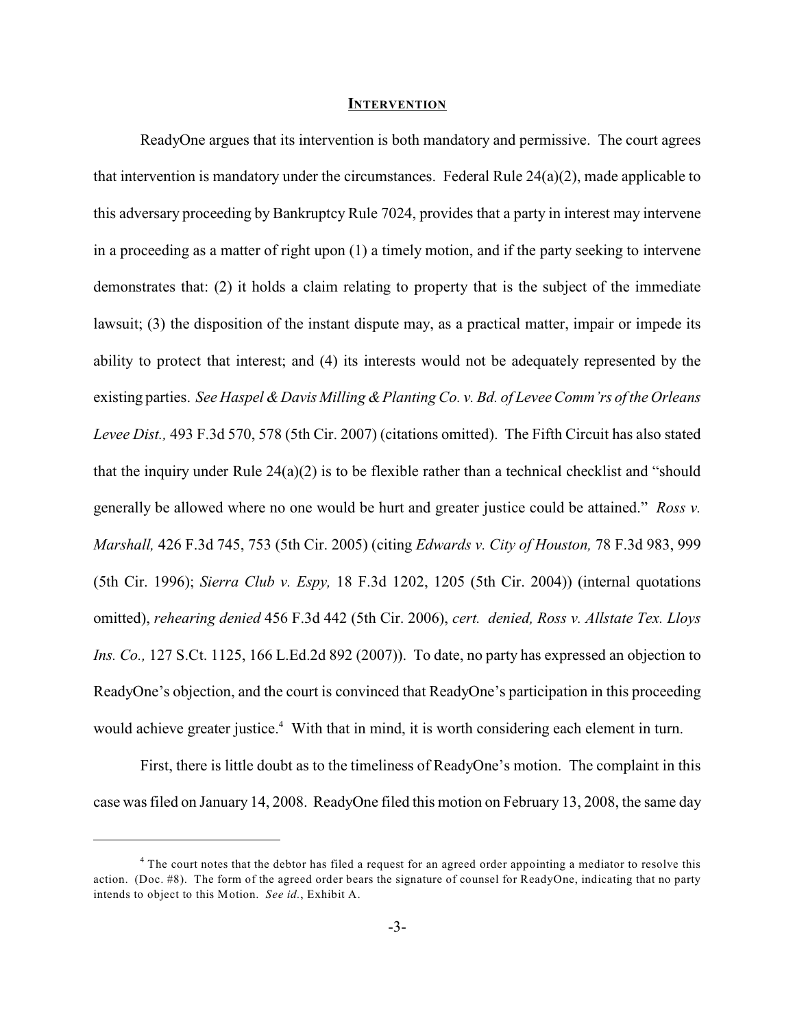## INTERVENTION

ReadyOne argues that its intervention is both mandatory and permissive. The court agrees that intervention is mandatory under the circumstances. Federal Rule 24(a)(2), made applicable to this adversary proceeding by Bankruptcy Rule 7024, provides that a party in interest may intervene in a proceeding as a matter of right upon (1) a timely motion, and if the party seeking to intervene demonstrates that: (2) it holds a claim relating to property that is the subject of the immediate lawsuit; (3) the disposition of the instant dispute may, as a practical matter, impair or impede its ability to protect that interest; and (4) its interests would not be adequately represented by the existing parties. *See Haspel & Davis Milling & Planting Co. v. Bd. of Levee Comm'rs of the Orleans Levee Dist.,* 493 F.3d 570, 578 (5th Cir. 2007) (citations omitted). The Fifth Circuit has also stated that the inquiry under Rule 24(a)(2) is to be flexible rather than a technical checklist and "should generally be allowed where no one would be hurt and greater justice could be attained." *Ross v. Marshall,* 426 F.3d 745, 753 (5th Cir. 2005) (citing *Edwards v. City of Houston,* 78 F.3d 983, 999 (5th Cir. 1996); *Sierra Club v. Espy,* 18 F.3d 1202, 1205 (5th Cir. 2004)) (internal quotations omitted), *rehearing denied* 456 F.3d 442 (5th Cir. 2006), *cert. denied, Ross v. Allstate Tex. Lloys Ins. Co.,* 127 S.Ct. 1125, 166 L.Ed.2d 892 (2007)). To date, no party has expressed an objection to ReadyOne's objection, and the court is convinced that ReadyOne's participation in this proceeding would achieve greater justice.[4] With that in mind, it is worth considering each element in turn.

First, there is little doubt as to the timeliness of ReadyOne's motion. The complaint in this case was filed on January 14, 2008. ReadyOne filed this motion on February 13, 2008, the same day

---

[4] The court notes that the debtor has filed a request for an agreed order appointing a mediator to resolve this action. (Doc. #8). The form of the agreed order bears the signature of counsel for ReadyOne, indicating that no party intends to object to this Motion. *See id.*, Exhibit A.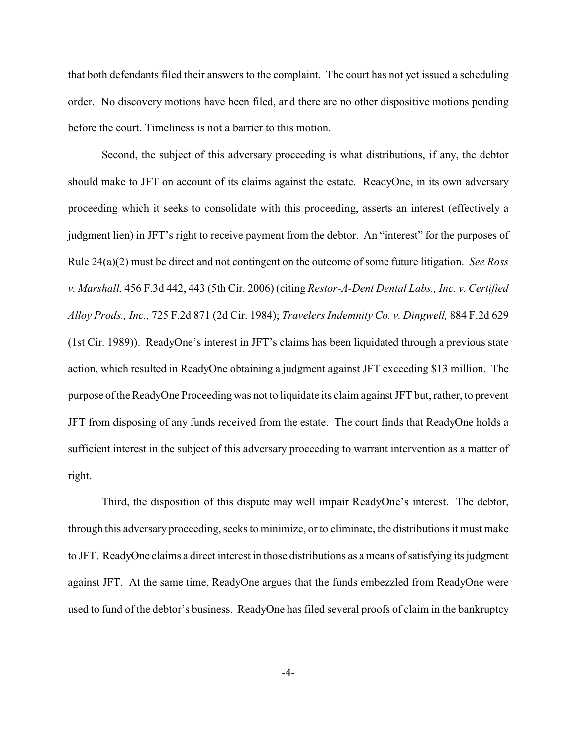that both defendants filed their answers to the complaint. The court has not yet issued a scheduling order. No discovery motions have been filed, and there are no other dispositive motions pending before the court. Timeliness is not a barrier to this motion.

Second, the subject of this adversary proceeding is what distributions, if any, the debtor should make to JFT on account of its claims against the estate. ReadyOne, in its own adversary proceeding which it seeks to consolidate with this proceeding, asserts an interest (effectively a judgment lien) in JFT's right to receive payment from the debtor. An "interest" for the purposes of Rule 24(a)(2) must be direct and not contingent on the outcome of some future litigation. *See Ross v. Marshall,* 456 F.3d 442, 443 (5th Cir. 2006) (citing *Restor-A-Dent Dental Labs., Inc. v. Certified Alloy Prods., Inc.,* 725 F.2d 871 (2d Cir. 1984); *Travelers Indemnity Co. v. Dingwell,* 884 F.2d 629 (1st Cir. 1989)). ReadyOne's interest in JFT's claims has been liquidated through a previous state action, which resulted in ReadyOne obtaining a judgment against JFT exceeding $13 million. The purpose of the ReadyOne Proceeding was not to liquidate its claim against JFT but, rather, to prevent JFT from disposing of any funds received from the estate. The court finds that ReadyOne holds a sufficient interest in the subject of this adversary proceeding to warrant intervention as a matter of right.

Third, the disposition of this dispute may well impair ReadyOne's interest. The debtor, through this adversary proceeding, seeks to minimize, or to eliminate, the distributions it must make to JFT. ReadyOne claims a direct interest in those distributions as a means of satisfying its judgment against JFT. At the same time, ReadyOne argues that the funds embezzled from ReadyOne were used to fund of the debtor's business. ReadyOne has filed several proofs of claim in the bankruptcy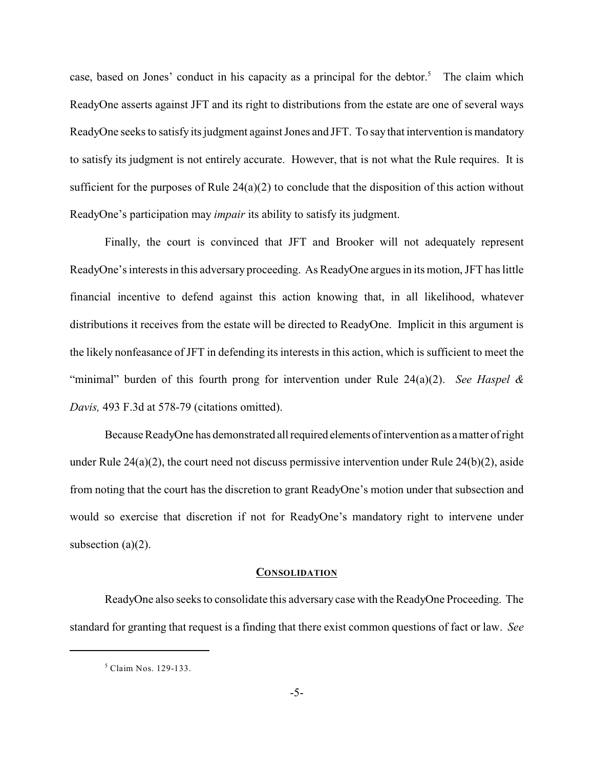case, based on Jones' conduct in his capacity as a principal for the debtor.[5] The claim which ReadyOne asserts against JFT and its right to distributions from the estate are one of several ways ReadyOne seeks to satisfy its judgment against Jones and JFT. To say that intervention is mandatory to satisfy its judgment is not entirely accurate. However, that is not what the Rule requires. It is sufficient for the purposes of Rule 24(a)(2) to conclude that the disposition of this action without ReadyOne's participation may *impair* its ability to satisfy its judgment.

Finally, the court is convinced that JFT and Brooker will not adequately represent ReadyOne's interests in this adversary proceeding. As ReadyOne argues in its motion, JFT has little financial incentive to defend against this action knowing that, in all likelihood, whatever distributions it receives from the estate will be directed to ReadyOne. Implicit in this argument is the likely nonfeasance of JFT in defending its interests in this action, which is sufficient to meet the "minimal" burden of this fourth prong for intervention under Rule 24(a)(2). *See Haspel & Davis,* 493 F.3d at 578-79 (citations omitted).

Because ReadyOne has demonstrated all required elements of intervention as a matter of right under Rule 24(a)(2), the court need not discuss permissive intervention under Rule 24(b)(2), aside from noting that the court has the discretion to grant ReadyOne's motion under that subsection and would so exercise that discretion if not for ReadyOne's mandatory right to intervene under subsection (a)(2).

## **CONSOLIDATION**

ReadyOne also seeks to consolidate this adversary case with the ReadyOne Proceeding. The standard for granting that request is a finding that there exist common questions of fact or law. *See*

[5] Claim Nos. 129-133.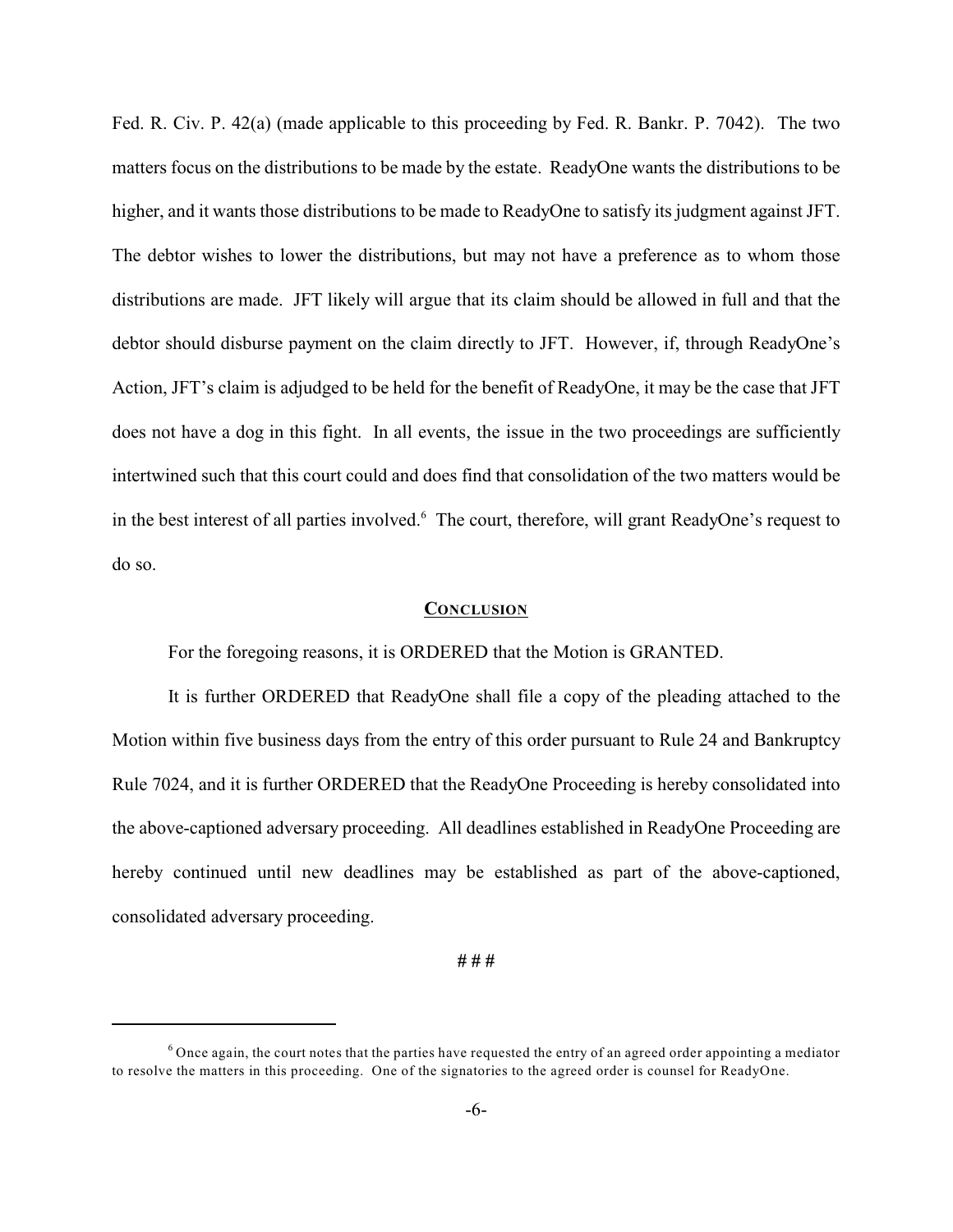Fed. R. Civ. P. 42(a) (made applicable to this proceeding by Fed. R. Bankr. P. 7042). The two matters focus on the distributions to be made by the estate. ReadyOne wants the distributions to be higher, and it wants those distributions to be made to ReadyOne to satisfy its judgment against JFT. The debtor wishes to lower the distributions, but may not have a preference as to whom those distributions are made. JFT likely will argue that its claim should be allowed in full and that the debtor should disburse payment on the claim directly to JFT. However, if, through ReadyOne's Action, JFT's claim is adjudged to be held for the benefit of ReadyOne, it may be the case that JFT does not have a dog in this fight. In all events, the issue in the two proceedings are sufficiently intertwined such that this court could and does find that consolidation of the two matters would be in the best interest of all parties involved.[6] The court, therefore, will grant ReadyOne's request to do so.

## Conclusion

For the foregoing reasons, it is ORDERED that the Motion is GRANTED.

It is further ORDERED that ReadyOne shall file a copy of the pleading attached to the Motion within five business days from the entry of this order pursuant to Rule 24 and Bankruptcy Rule 7024, and it is further ORDERED that the ReadyOne Proceeding is hereby consolidated into the above-captioned adversary proceeding. All deadlines established in ReadyOne Proceeding are hereby continued until new deadlines may be established as part of the above-captioned, consolidated adversary proceeding.

# # #

[6] Once again, the court notes that the parties have requested the entry of an agreed order appointing a mediator to resolve the matters in this proceeding. One of the signatories to the agreed order is counsel for ReadyOne.